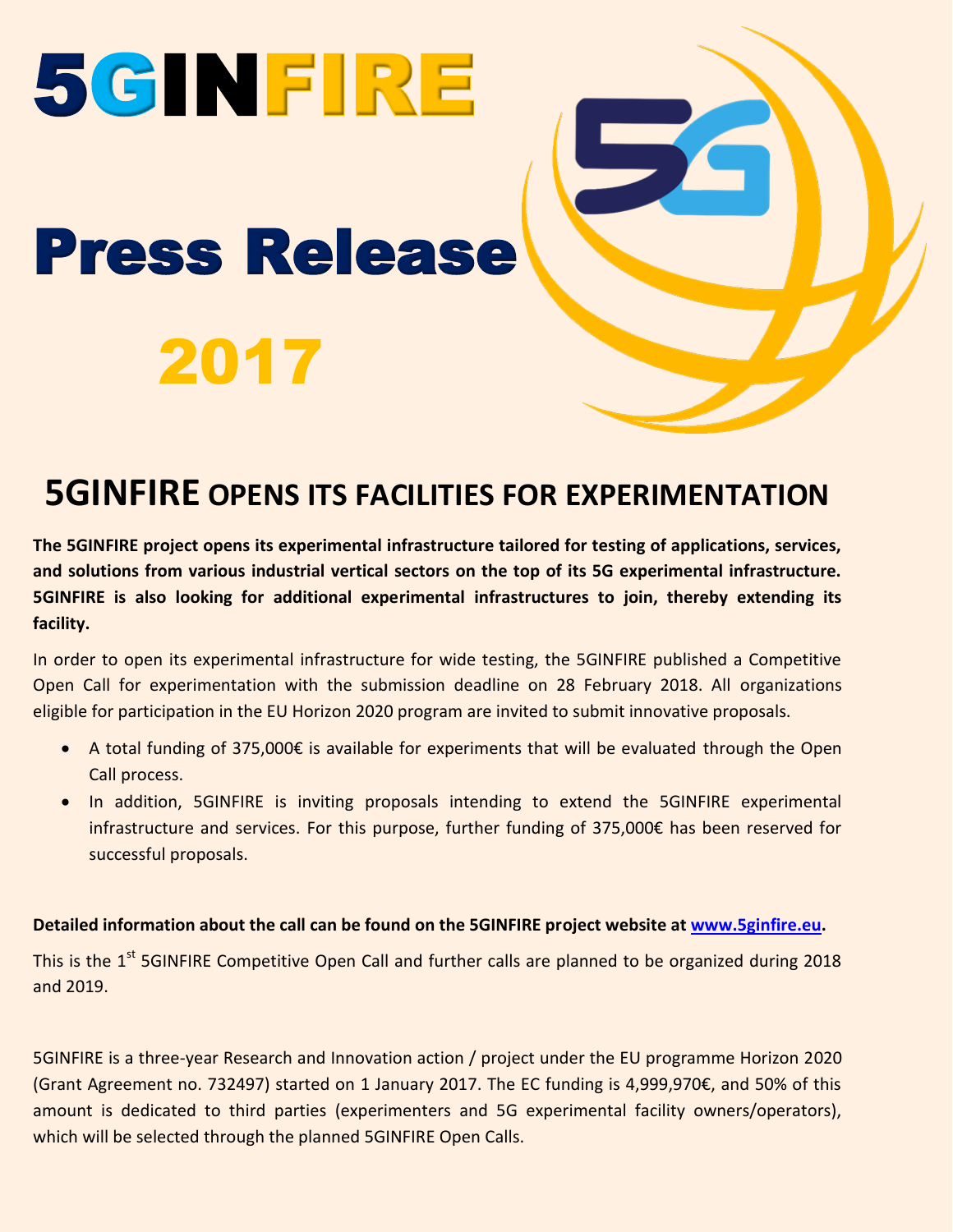# 5GINFIRE

# Press Release

# 2017

## 5GINFIRE OPENS ITS FACILITIES FOR EXPERIMENTATION

**The 5GINFIRE project opens its experimental infrastructure tailored for testing of applications, services, and solutions from various industrial vertical sectors on the top of its 5G experimental infrastructure. 5GINFIRE is also looking for additional experimental infrastructures to join, thereby extending its facility.**

In order to open its experimental infrastructure for wide testing, the 5GINFIRE published a Competitive Open Call for experimentation with the submission deadline on 28 February 2018. All organizations eligible for participation in the EU Horizon 2020 program are invited to submit innovative proposals.

- A total funding of 375,000€ is available for experiments that will be evaluated through the Open Call process.
- In addition, 5GINFIRE is inviting proposals intending to extend the 5GINFIRE experimental infrastructure and services. For this purpose, further funding of 375,000€ has been reserved for successful proposals.

**Detailed information about the call can be found on the 5GINFIRE project website at [www.5ginfire.eu](http://www.5ginfire.eu).**

This is the 1st 5GINFIRE Competitive Open Call and further calls are planned to be organized during 2018 and 2019.

5GINFIRE is a three-year Research and Innovation action / project under the EU programme Horizon 2020 (Grant Agreement no. 732497) started on 1 January 2017. The EC funding is 4,999,970€, and 50% of this amount is dedicated to third parties (experimenters and 5G experimental facility owners/operators), which will be selected through the planned 5GINFIRE Open Calls.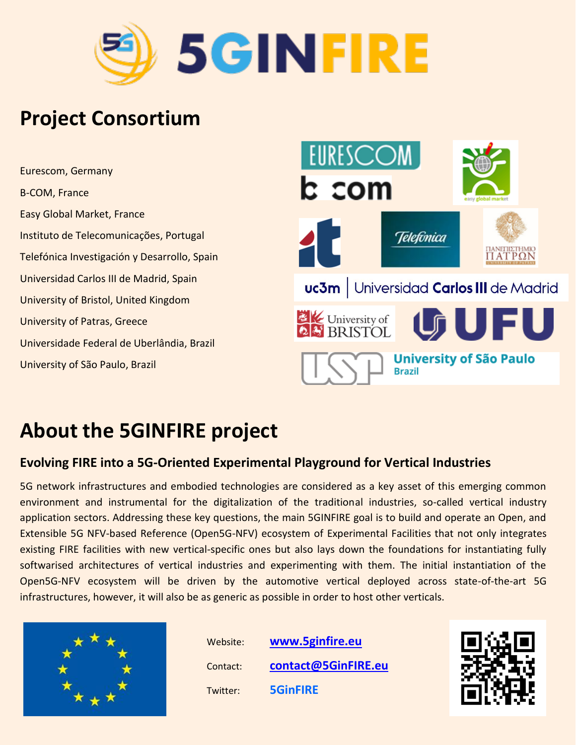# 5GINFIRE

## Project Consortium

Eurescom, Germany

B-COM, France

Easy Global Market, France

Instituto de Telecomunicações, Portugal

Telefónica Investigación y Desarrollo, Spain

Universidad Carlos III de Madrid, Spain

University of Bristol, United Kingdom

University of Patras, Greece

Universidade Federal de Uberlândia, Brazil

University of São Paulo, Brazil

## About the 5GINFIRE project

### Evolving FIRE into a 5G-Oriented Experimental Playground for Vertical Industries

5G network infrastructures and embodied technologies are considered as a key asset of this emerging common environment and instrumental for the digitalization of the traditional industries, so-called vertical industry application sectors. Addressing these key questions, the main 5GINFIRE goal is to build and operate an Open, and Extensible 5G NFV-based Reference (Open5G-NFV) ecosystem of Experimental Facilities that not only integrates existing FIRE facilities with new vertical-specific ones but also lays down the foundations for instantiating fully softwarised architectures of vertical industries and experimenting with them. The initial instantiation of the Open5G-NFV ecosystem will be driven by the automotive vertical deployed across state-of-the-art 5G infrastructures, however, it will also be as generic as possible in order to host other verticals.

Website: [www.5ginfire.eu](http://www.5ginfire.eu)

Contact: [contact@5GinFIRE.eu](mailto:contact@5GinFIRE.eu)

Twitter: 5GinFIRE